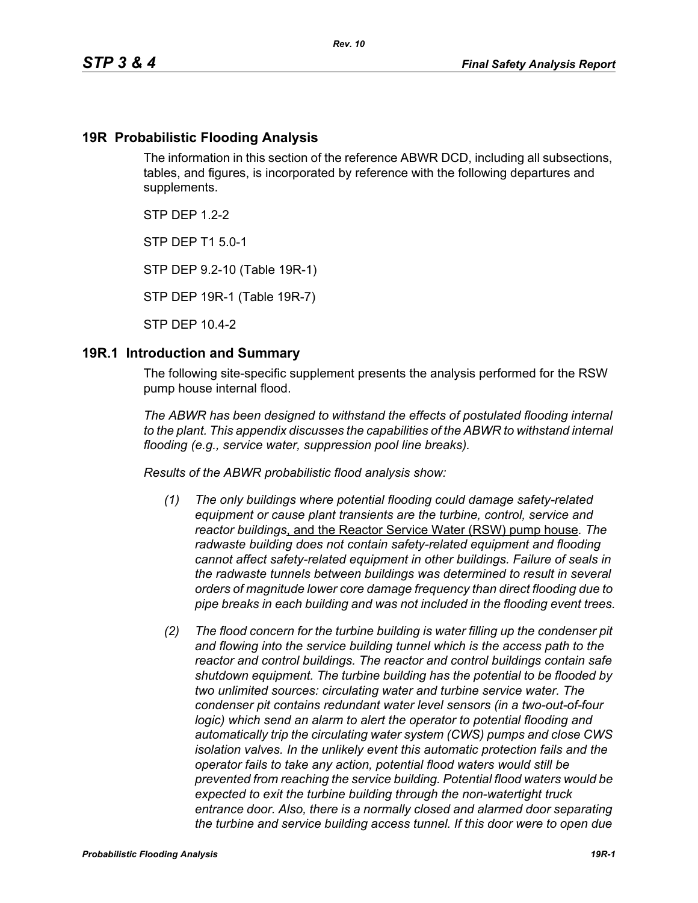## 19R Probabilistic Flooding Analysis

The information in this section of the reference ABWR DCD, including all subsections, tables, and figures, is incorporated by reference with the following departures and supplements.

STP DEP 1.2-2

STP DEP T1 5.0-1

STP DEP 9.2-10 (Table 19R-1)

STP DEP 19R-1 (Table 19R-7)

STP DEP 10.4-2

## 19R.1 Introduction and Summary

The following site-specific supplement presents the analysis performed for the RSW pump house internal flood.

*The ABWR has been designed to withstand the effects of postulated flooding internal to the plant. This appendix discusses the capabilities of the ABWR to withstand internal flooding (e.g., service water, suppression pool line breaks).*

*Results of the ABWR probabilistic flood analysis show:*

*(1) The only buildings where potential flooding could damage safety-related equipment or cause plant transients are the turbine, control, service and reactor buildings*, and the Reactor Service Water (RSW) pump house*. The radwaste building does not contain safety-related equipment and flooding cannot affect safety-related equipment in other buildings. Failure of seals in the radwaste tunnels between buildings was determined to result in several orders of magnitude lower core damage frequency than direct flooding due to pipe breaks in each building and was not included in the flooding event trees.*

*(2) The flood concern for the turbine building is water filling up the condenser pit and flowing into the service building tunnel which is the access path to the reactor and control buildings. The reactor and control buildings contain safe shutdown equipment. The turbine building has the potential to be flooded by two unlimited sources: circulating water and turbine service water. The condenser pit contains redundant water level sensors (in a two-out-of-four logic) which send an alarm to alert the operator to potential flooding and automatically trip the circulating water system (CWS) pumps and close CWS isolation valves. In the unlikely event this automatic protection fails and the operator fails to take any action, potential flood waters would still be prevented from reaching the service building. Potential flood waters would be expected to exit the turbine building through the non-watertight truck entrance door. Also, there is a normally closed and alarmed door separating the turbine and service building access tunnel. If this door were to open due*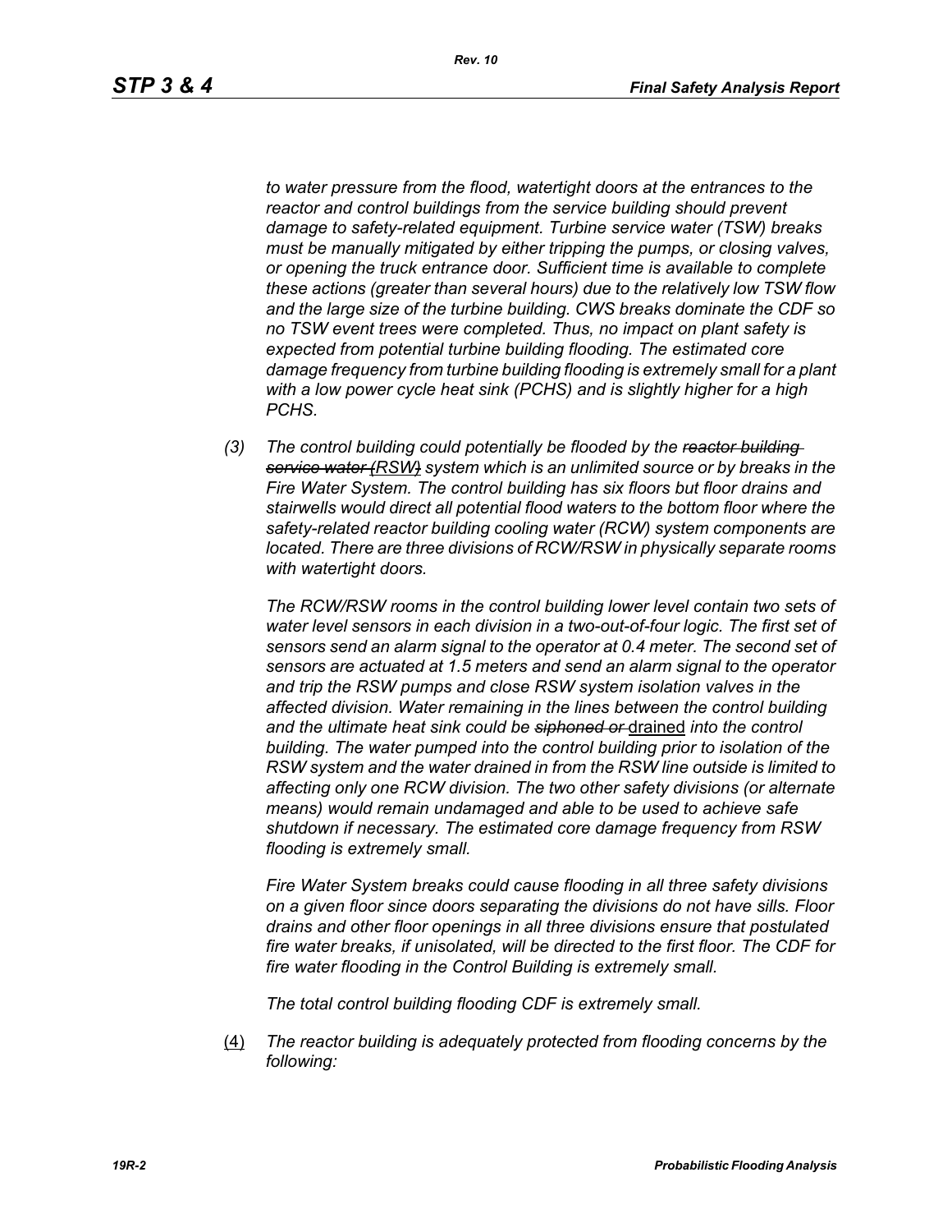*to water pressure from the flood, watertight doors at the entrances to the reactor and control buildings from the service building should prevent damage to safety-related equipment. Turbine service water (TSW) breaks must be manually mitigated by either tripping the pumps, or closing valves, or opening the truck entrance door. Sufficient time is available to complete these actions (greater than several hours) due to the relatively low TSW flow and the large size of the turbine building. CWS breaks dominate the CDF so no TSW event trees were completed. Thus, no impact on plant safety is expected from potential turbine building flooding. The estimated core damage frequency from turbine building flooding is extremely small for a plant with a low power cycle heat sink (PCHS) and is slightly higher for a high PCHS.*

(3) *The control building could potentially be flooded by the ~~reactor building service water (~~RSW~~)~~ system which is an unlimited source or by breaks in the Fire Water System. The control building has six floors but floor drains and stairwells would direct all potential flood waters to the bottom floor where the safety-related reactor building cooling water (RCW) system components are located. There are three divisions of RCW/RSW in physically separate rooms with watertight doors.*

*The RCW/RSW rooms in the control building lower level contain two sets of water level sensors in each division in a two-out-of-four logic. The first set of sensors send an alarm signal to the operator at 0.4 meter. The second set of sensors are actuated at 1.5 meters and send an alarm signal to the operator and trip the RSW pumps and close RSW system isolation valves in the affected division. Water remaining in the lines between the control building and the ultimate heat sink could be ~~siphoned or~~* drained *into the control building. The water pumped into the control building prior to isolation of the RSW system and the water drained in from the RSW line outside is limited to affecting only one RCW division. The two other safety divisions (or alternate means) would remain undamaged and able to be used to achieve safe shutdown if necessary. The estimated core damage frequency from RSW flooding is extremely small.*

*Fire Water System breaks could cause flooding in all three safety divisions on a given floor since doors separating the divisions do not have sills. Floor drains and other floor openings in all three divisions ensure that postulated fire water breaks, if unisolated, will be directed to the first floor. The CDF for fire water flooding in the Control Building is extremely small.*

*The total control building flooding CDF is extremely small.*

(4) *The reactor building is adequately protected from flooding concerns by the following:*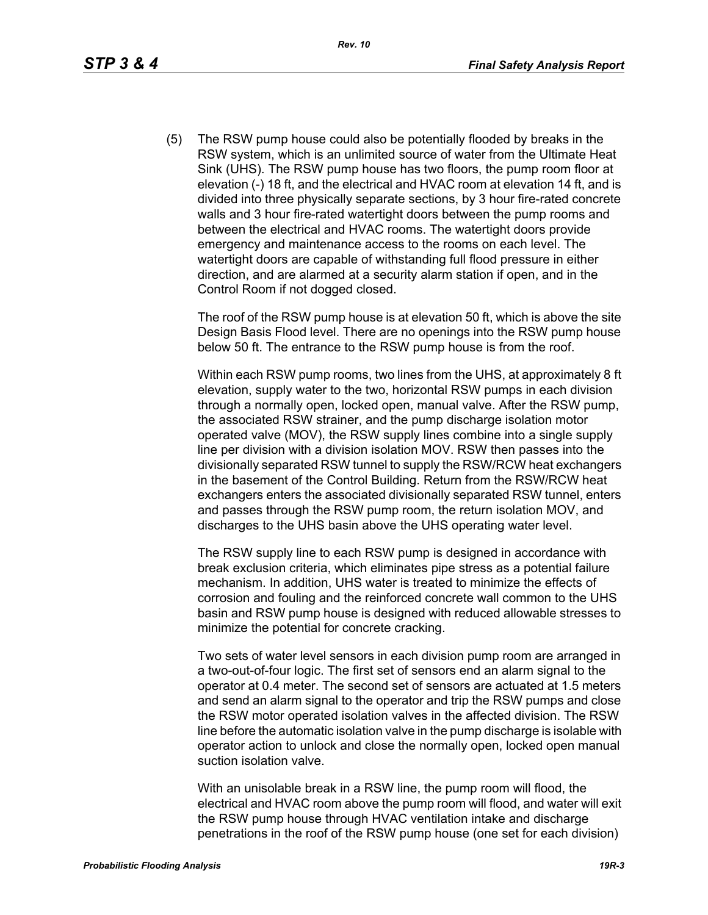(5) The RSW pump house could also be potentially flooded by breaks in the RSW system, which is an unlimited source of water from the Ultimate Heat Sink (UHS). The RSW pump house has two floors, the pump room floor at elevation (-) 18 ft, and the electrical and HVAC room at elevation 14 ft, and is divided into three physically separate sections, by 3 hour fire-rated concrete walls and 3 hour fire-rated watertight doors between the pump rooms and between the electrical and HVAC rooms. The watertight doors provide emergency and maintenance access to the rooms on each level. The watertight doors are capable of withstanding full flood pressure in either direction, and are alarmed at a security alarm station if open, and in the Control Room if not dogged closed.

The roof of the RSW pump house is at elevation 50 ft, which is above the site Design Basis Flood level. There are no openings into the RSW pump house below 50 ft. The entrance to the RSW pump house is from the roof.

Within each RSW pump rooms, two lines from the UHS, at approximately 8 ft elevation, supply water to the two, horizontal RSW pumps in each division through a normally open, locked open, manual valve. After the RSW pump, the associated RSW strainer, and the pump discharge isolation motor operated valve (MOV), the RSW supply lines combine into a single supply line per division with a division isolation MOV. RSW then passes into the divisionally separated RSW tunnel to supply the RSW/RCW heat exchangers in the basement of the Control Building. Return from the RSW/RCW heat exchangers enters the associated divisionally separated RSW tunnel, enters and passes through the RSW pump room, the return isolation MOV, and discharges to the UHS basin above the UHS operating water level.

The RSW supply line to each RSW pump is designed in accordance with break exclusion criteria, which eliminates pipe stress as a potential failure mechanism. In addition, UHS water is treated to minimize the effects of corrosion and fouling and the reinforced concrete wall common to the UHS basin and RSW pump house is designed with reduced allowable stresses to minimize the potential for concrete cracking.

Two sets of water level sensors in each division pump room are arranged in a two-out-of-four logic. The first set of sensors end an alarm signal to the operator at 0.4 meter. The second set of sensors are actuated at 1.5 meters and send an alarm signal to the operator and trip the RSW pumps and close the RSW motor operated isolation valves in the affected division. The RSW line before the automatic isolation valve in the pump discharge is isolable with operator action to unlock and close the normally open, locked open manual suction isolation valve.

With an unisolable break in a RSW line, the pump room will flood, the electrical and HVAC room above the pump room will flood, and water will exit the RSW pump house through HVAC ventilation intake and discharge penetrations in the roof of the RSW pump house (one set for each division)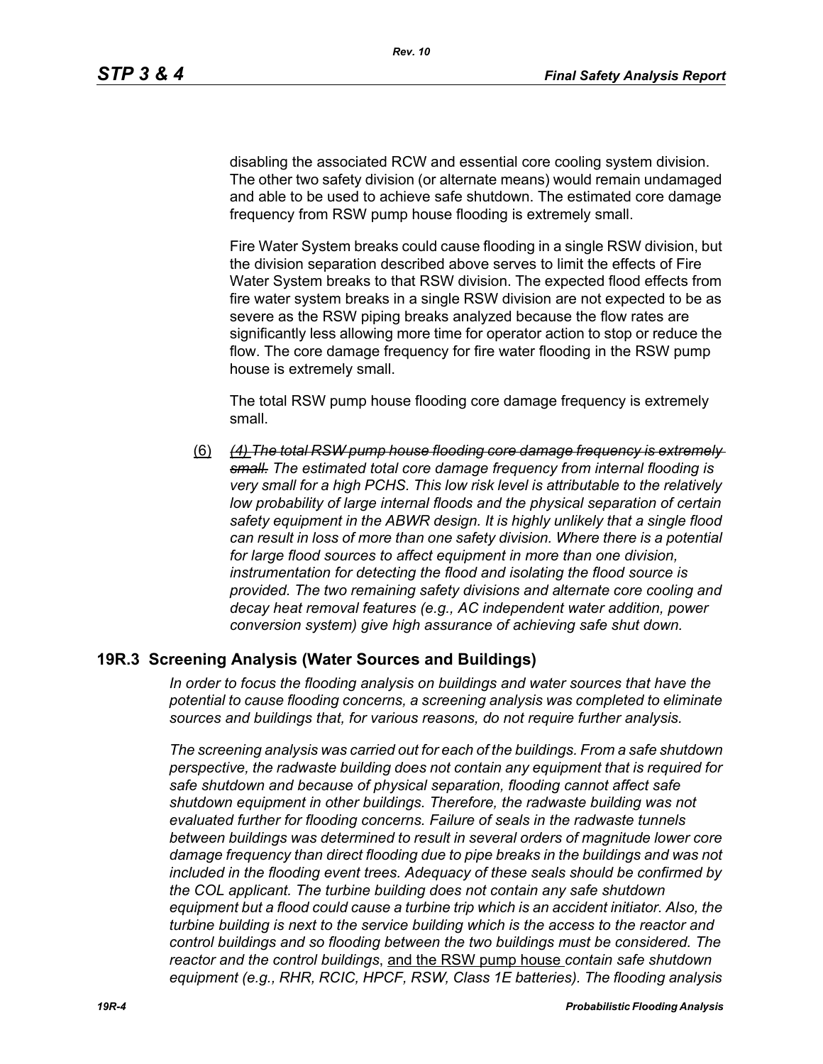disabling the associated RCW and essential core cooling system division. The other two safety division (or alternate means) would remain undamaged and able to be used to achieve safe shutdown. The estimated core damage frequency from RSW pump house flooding is extremely small.

Fire Water System breaks could cause flooding in a single RSW division, but the division separation described above serves to limit the effects of Fire Water System breaks to that RSW division. The expected flood effects from fire water system breaks in a single RSW division are not expected to be as severe as the RSW piping breaks analyzed because the flow rates are significantly less allowing more time for operator action to stop or reduce the flow. The core damage frequency for fire water flooding in the RSW pump house is extremely small.

The total RSW pump house flooding core damage frequency is extremely small.

(6) ~~*(4) The total RSW pump house flooding core damage frequency is extremely small.*~~ *The estimated total core damage frequency from internal flooding is very small for a high PCHS. This low risk level is attributable to the relatively low probability of large internal floods and the physical separation of certain safety equipment in the ABWR design. It is highly unlikely that a single flood can result in loss of more than one safety division. Where there is a potential for large flood sources to affect equipment in more than one division, instrumentation for detecting the flood and isolating the flood source is provided. The two remaining safety divisions and alternate core cooling and decay heat removal features (e.g., AC independent water addition, power conversion system) give high assurance of achieving safe shut down.*

## 19R.3 Screening Analysis (Water Sources and Buildings)

*In order to focus the flooding analysis on buildings and water sources that have the potential to cause flooding concerns, a screening analysis was completed to eliminate sources and buildings that, for various reasons, do not require further analysis.*

*The screening analysis was carried out for each of the buildings. From a safe shutdown perspective, the radwaste building does not contain any equipment that is required for safe shutdown and because of physical separation, flooding cannot affect safe shutdown equipment in other buildings. Therefore, the radwaste building was not evaluated further for flooding concerns. Failure of seals in the radwaste tunnels between buildings was determined to result in several orders of magnitude lower core damage frequency than direct flooding due to pipe breaks in the buildings and was not included in the flooding event trees. Adequacy of these seals should be confirmed by the COL applicant. The turbine building does not contain any safe shutdown equipment but a flood could cause a turbine trip which is an accident initiator. Also, the turbine building is next to the service building which is the access to the reactor and control buildings and so flooding between the two buildings must be considered. The reactor and the control buildings*, <u>and the RSW pump house</u> *contain safe shutdown equipment (e.g., RHR, RCIC, HPCF, RSW, Class 1E batteries). The flooding analysis*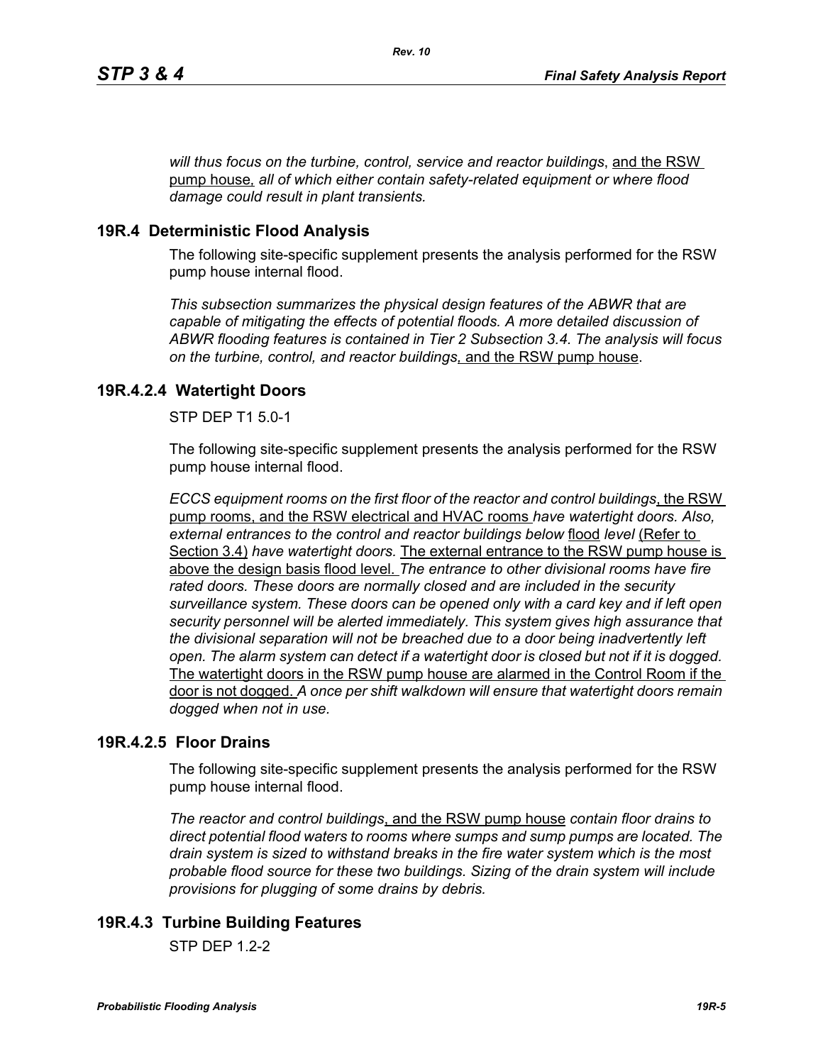*will thus focus on the turbine, control, service and reactor buildings*, and the RSW pump house, *all of which either contain safety-related equipment or where flood damage could result in plant transients.*

## 19R.4 Deterministic Flood Analysis

The following site-specific supplement presents the analysis performed for the RSW pump house internal flood.

*This subsection summarizes the physical design features of the ABWR that are capable of mitigating the effects of potential floods. A more detailed discussion of ABWR flooding features is contained in Tier 2 Subsection 3.4. The analysis will focus on the turbine, control, and reactor buildings*, and the RSW pump house.

## 19R.4.2.4 Watertight Doors

STP DEP T1 5.0-1

The following site-specific supplement presents the analysis performed for the RSW pump house internal flood.

*ECCS equipment rooms on the first floor of the reactor and control buildings*, the RSW pump rooms, and the RSW electrical and HVAC rooms *have watertight doors. Also, external entrances to the control and reactor buildings below* flood *level* (Refer to Section 3.4) *have watertight doors.* The external entrance to the RSW pump house is above the design basis flood level. *The entrance to other divisional rooms have fire rated doors. These doors are normally closed and are included in the security surveillance system. These doors can be opened only with a card key and if left open security personnel will be alerted immediately. This system gives high assurance that the divisional separation will not be breached due to a door being inadvertently left open. The alarm system can detect if a watertight door is closed but not if it is dogged.* The watertight doors in the RSW pump house are alarmed in the Control Room if the door is not dogged. *A once per shift walkdown will ensure that watertight doors remain dogged when not in use.*

## 19R.4.2.5 Floor Drains

The following site-specific supplement presents the analysis performed for the RSW pump house internal flood.

*The reactor and control buildings*, and the RSW pump house *contain floor drains to direct potential flood waters to rooms where sumps and sump pumps are located. The drain system is sized to withstand breaks in the fire water system which is the most probable flood source for these two buildings. Sizing of the drain system will include provisions for plugging of some drains by debris.*

## 19R.4.3 Turbine Building Features

STP DEP 1.2-2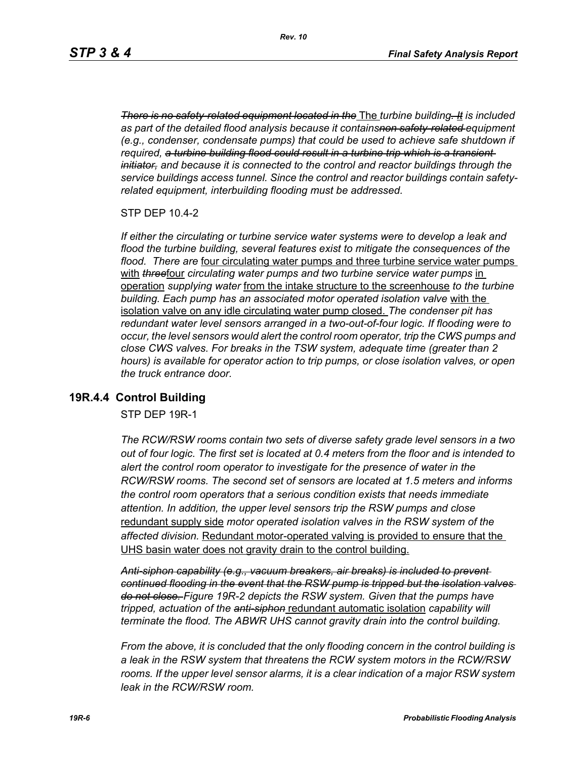*~~There is no safety-related equipment located in the~~* The *turbine building~~. It~~ is included as part of the detailed flood analysis because it contains~~non safety-related~~ equipment (e.g., condenser, condensate pumps) that could be used to achieve safe shutdown if required, ~~a turbine building flood could result in a turbine trip which is a transient initiator,~~ and because it is connected to the control and reactor buildings through the service buildings access tunnel. Since the control and reactor buildings contain safety-related equipment, interbuilding flooding must be addressed.*

STP DEP 10.4-2

*If either the circulating or turbine service water systems were to develop a leak and flood the turbine building, several features exist to mitigate the consequences of the flood. There are* <u>four circulating water pumps and three turbine service water pumps with</u> *~~three~~*<u>four</u> *circulating water pumps and two turbine service water pumps* <u>in operation</u> *supplying water* <u>from the intake structure to the screenhouse</u> *to the turbine building. Each pump has an associated motor operated isolation valve* <u>with the isolation valve on any idle circulating water pump closed.</u> *The condenser pit has redundant water level sensors arranged in a two-out-of-four logic. If flooding were to occur, the level sensors would alert the control room operator, trip the CWS pumps and close CWS valves. For breaks in the TSW system, adequate time (greater than 2 hours) is available for operator action to trip pumps, or close isolation valves, or open the truck entrance door.*

## 19R.4.4 Control Building

STP DEP 19R-1

*The RCW/RSW rooms contain two sets of diverse safety grade level sensors in a two out of four logic. The first set is located at 0.4 meters from the floor and is intended to alert the control room operator to investigate for the presence of water in the RCW/RSW rooms. The second set of sensors are located at 1.5 meters and informs the control room operators that a serious condition exists that needs immediate attention. In addition, the upper level sensors trip the RSW pumps and close* <u>redundant supply side</u> *motor operated isolation valves in the RSW system of the affected division.* <u>Redundant motor-operated valving is provided to ensure that the UHS basin water does not gravity drain to the control building.</u>

*~~Anti-siphon capability (e.g., vacuum breakers, air breaks) is included to prevent continued flooding in the event that the RSW pump is tripped but the isolation valves do not close.~~ Figure 19R-2 depicts the RSW system. Given that the pumps have tripped, actuation of the ~~anti-siphon~~* <u>redundant automatic isolation</u> *capability will terminate the flood. The ABWR UHS cannot gravity drain into the control building.*

*From the above, it is concluded that the only flooding concern in the control building is a leak in the RSW system that threatens the RCW system motors in the RCW/RSW rooms. If the upper level sensor alarms, it is a clear indication of a major RSW system leak in the RCW/RSW room.*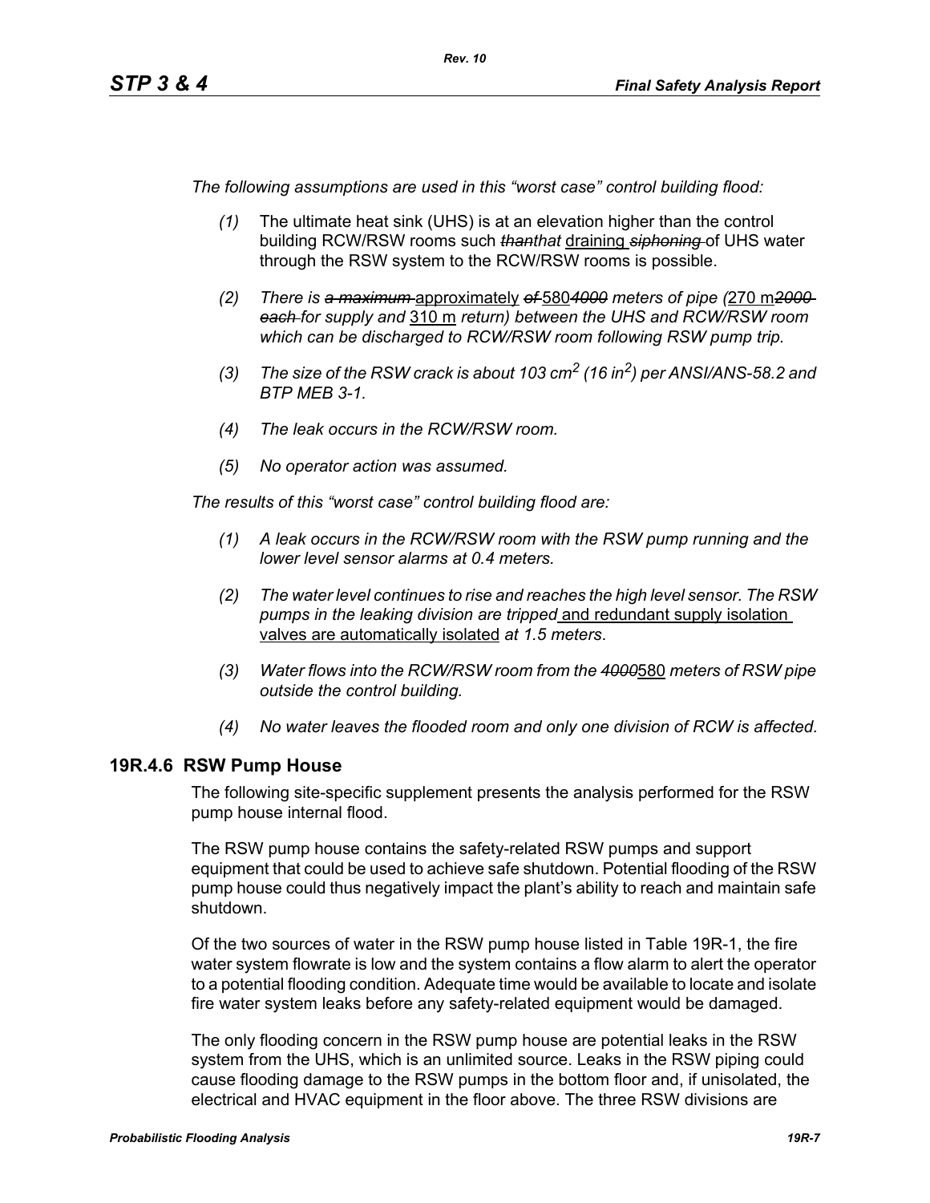*The following assumptions are used in this “worst case” control building flood:*

*(1)* The ultimate heat sink (UHS) is at an elevation higher than the control building RCW/RSW rooms such ~~*than*~~*that* draining ~~*siphoning*~~ of UHS water through the RSW system to the RCW/RSW rooms is possible.

*(2) There is ~~a maximum~~* approximately ~~*of*~~ 580~~*4000*~~ *meters of pipe (*270 m~~*2000 each*~~ *for supply and* 310 m *return) between the UHS and RCW/RSW room which can be discharged to RCW/RSW room following RSW pump trip.*

*(3) The size of the RSW crack is about 103 cm$^2$ (16 in$^2$) per ANSI/ANS-58.2 and BTP MEB 3-1.*

*(4) The leak occurs in the RCW/RSW room.*

*(5) No operator action was assumed.*

*The results of this “worst case” control building flood are:*

*(1) A leak occurs in the RCW/RSW room with the RSW pump running and the lower level sensor alarms at 0.4 meters.*

*(2) The water level continues to rise and reaches the high level sensor. The RSW pumps in the leaking division are tripped* and redundant supply isolation valves are automatically isolated *at 1.5 meters*.

*(3) Water flows into the RCW/RSW room from the ~~4000~~*580 *meters of RSW pipe outside the control building.*

*(4) No water leaves the flooded room and only one division of RCW is affected.*

## 19R.4.6 RSW Pump House

The following site-specific supplement presents the analysis performed for the RSW pump house internal flood.

The RSW pump house contains the safety-related RSW pumps and support equipment that could be used to achieve safe shutdown. Potential flooding of the RSW pump house could thus negatively impact the plant’s ability to reach and maintain safe shutdown.

Of the two sources of water in the RSW pump house listed in Table 19R-1, the fire water system flowrate is low and the system contains a flow alarm to alert the operator to a potential flooding condition. Adequate time would be available to locate and isolate fire water system leaks before any safety-related equipment would be damaged.

The only flooding concern in the RSW pump house are potential leaks in the RSW system from the UHS, which is an unlimited source. Leaks in the RSW piping could cause flooding damage to the RSW pumps in the bottom floor and, if unisolated, the electrical and HVAC equipment in the floor above. The three RSW divisions are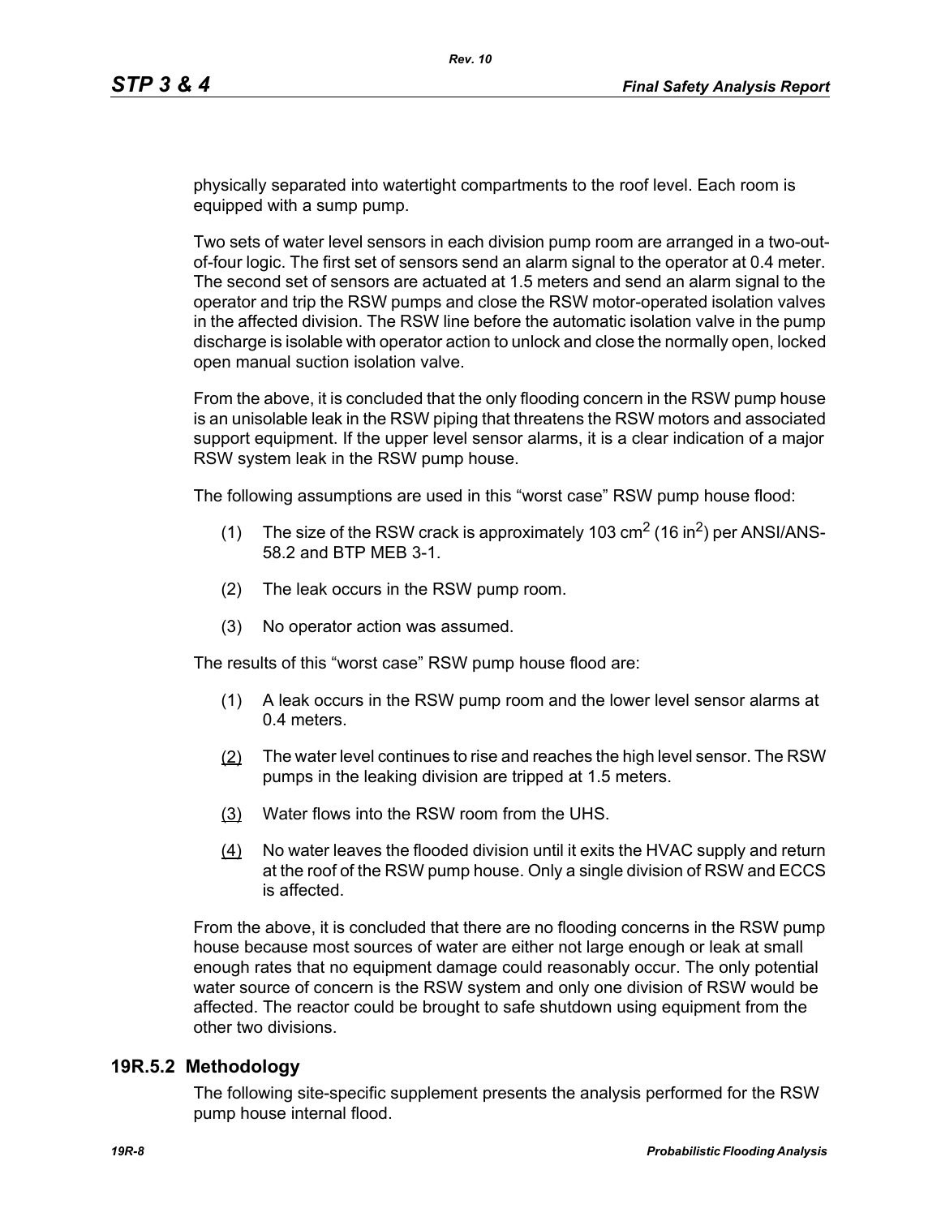physically separated into watertight compartments to the roof level. Each room is equipped with a sump pump.

Two sets of water level sensors in each division pump room are arranged in a two-out-of-four logic. The first set of sensors send an alarm signal to the operator at 0.4 meter. The second set of sensors are actuated at 1.5 meters and send an alarm signal to the operator and trip the RSW pumps and close the RSW motor-operated isolation valves in the affected division. The RSW line before the automatic isolation valve in the pump discharge is isolable with operator action to unlock and close the normally open, locked open manual suction isolation valve.

From the above, it is concluded that the only flooding concern in the RSW pump house is an unisolable leak in the RSW piping that threatens the RSW motors and associated support equipment. If the upper level sensor alarms, it is a clear indication of a major RSW system leak in the RSW pump house.

The following assumptions are used in this "worst case" RSW pump house flood:

(1) The size of the RSW crack is approximately 103 $cm^2$ (16 $in^2$) per ANSI/ANS-58.2 and BTP MEB 3-1.

(2) The leak occurs in the RSW pump room.

(3) No operator action was assumed.

The results of this "worst case" RSW pump house flood are:

(1) A leak occurs in the RSW pump room and the lower level sensor alarms at 0.4 meters.

(2) The water level continues to rise and reaches the high level sensor. The RSW pumps in the leaking division are tripped at 1.5 meters.

(3) Water flows into the RSW room from the UHS.

(4) No water leaves the flooded division until it exits the HVAC supply and return at the roof of the RSW pump house. Only a single division of RSW and ECCS is affected.

From the above, it is concluded that there are no flooding concerns in the RSW pump house because most sources of water are either not large enough or leak at small enough rates that no equipment damage could reasonably occur. The only potential water source of concern is the RSW system and only one division of RSW would be affected. The reactor could be brought to safe shutdown using equipment from the other two divisions.

### 19R.5.2 Methodology

The following site-specific supplement presents the analysis performed for the RSW pump house internal flood.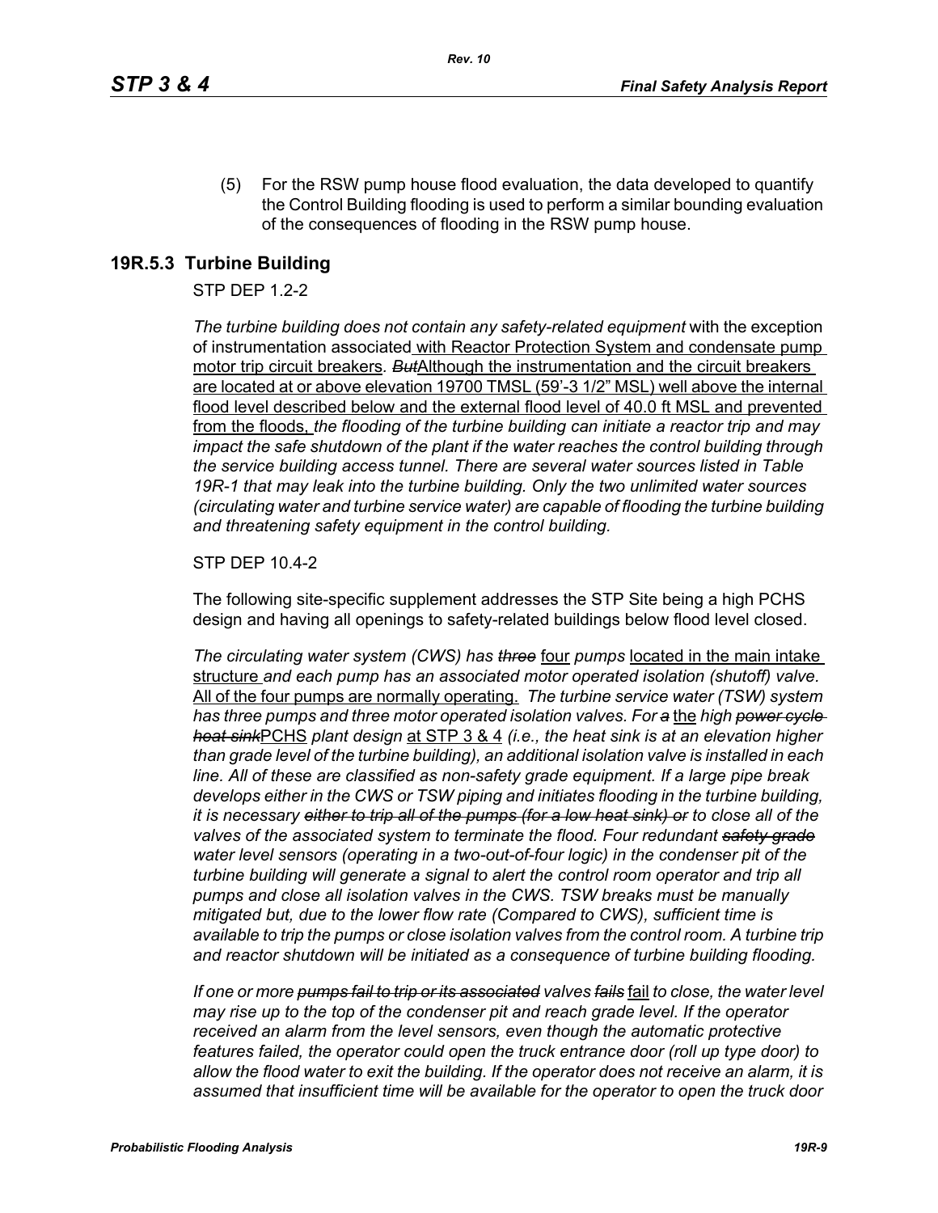(5) For the RSW pump house flood evaluation, the data developed to quantify the Control Building flooding is used to perform a similar bounding evaluation of the consequences of flooding in the RSW pump house.

## 19R.5.3 Turbine Building

STP DEP 1.2-2

*The turbine building does not contain any safety-related equipment* with the exception of instrumentation associated with Reactor Protection System and condensate pump motor trip circuit breakers*. ~~But~~*Although the instrumentation and the circuit breakers are located at or above elevation 19700 TMSL (59'-3 1/2" MSL) well above the internal flood level described below and the external flood level of 40.0 ft MSL and prevented from the floods, *the flooding of the turbine building can initiate a reactor trip and may impact the safe shutdown of the plant if the water reaches the control building through the service building access tunnel. There are several water sources listed in Table 19R-1 that may leak into the turbine building. Only the two unlimited water sources (circulating water and turbine service water) are capable of flooding the turbine building and threatening safety equipment in the control building.*

STP DEP 10.4-2

The following site-specific supplement addresses the STP Site being a high PCHS design and having all openings to safety-related buildings below flood level closed.

*The circulating water system (CWS) has ~~three~~* four *pumps* located in the main intake structure *and each pump has an associated motor operated isolation (shutoff) valve.* All of the four pumps are normally operating. *The turbine service water (TSW) system has three pumps and three motor operated isolation valves. For ~~a~~* the *high ~~power cycle heat sink~~*PCHS *plant design* at STP 3 & 4 *(i.e., the heat sink is at an elevation higher than grade level of the turbine building), an additional isolation valve is installed in each line. All of these are classified as non-safety grade equipment. If a large pipe break develops either in the CWS or TSW piping and initiates flooding in the turbine building, it is necessary ~~either to trip all of the pumps (for a low heat sink) or~~ to close all of the valves of the associated system to terminate the flood. Four redundant ~~safety grade~~ water level sensors (operating in a two-out-of-four logic) in the condenser pit of the turbine building will generate a signal to alert the control room operator and trip all pumps and close all isolation valves in the CWS. TSW breaks must be manually mitigated but, due to the lower flow rate (Compared to CWS), sufficient time is available to trip the pumps or close isolation valves from the control room. A turbine trip and reactor shutdown will be initiated as a consequence of turbine building flooding.*

*If one or more ~~pumps fail to trip or its associated~~ valves ~~fails~~* fail *to close, the water level may rise up to the top of the condenser pit and reach grade level. If the operator received an alarm from the level sensors, even though the automatic protective features failed, the operator could open the truck entrance door (roll up type door) to allow the flood water to exit the building. If the operator does not receive an alarm, it is assumed that insufficient time will be available for the operator to open the truck door*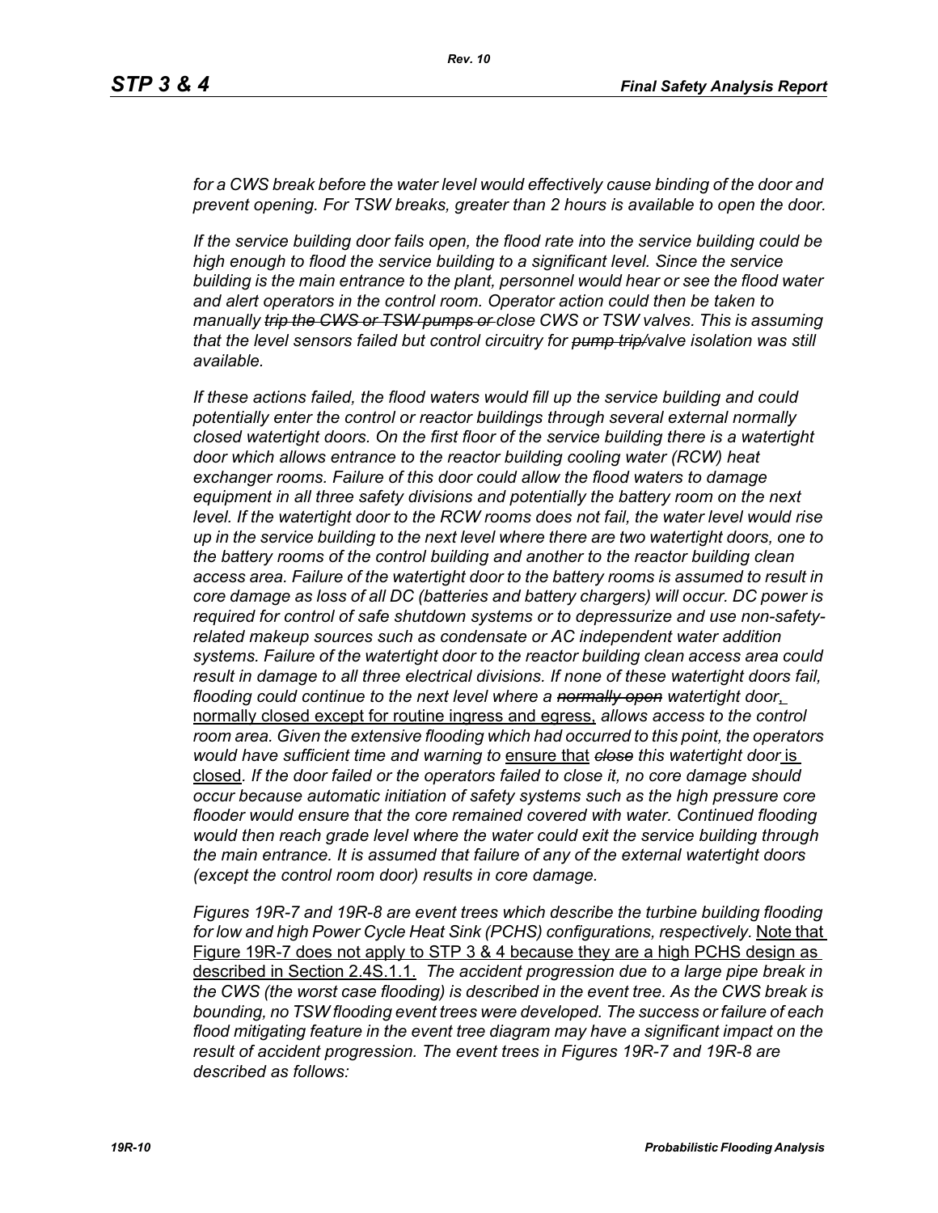*for a CWS break before the water level would effectively cause binding of the door and prevent opening. For TSW breaks, greater than 2 hours is available to open the door.*

*If the service building door fails open, the flood rate into the service building could be high enough to flood the service building to a significant level. Since the service building is the main entrance to the plant, personnel would hear or see the flood water and alert operators in the control room. Operator action could then be taken to manually ~~trip the CWS or TSW pumps or~~ close CWS or TSW valves. This is assuming that the level sensors failed but control circuitry for ~~pump trip/~~valve isolation was still available.*

*If these actions failed, the flood waters would fill up the service building and could potentially enter the control or reactor buildings through several external normally closed watertight doors. On the first floor of the service building there is a watertight door which allows entrance to the reactor building cooling water (RCW) heat exchanger rooms. Failure of this door could allow the flood waters to damage equipment in all three safety divisions and potentially the battery room on the next level. If the watertight door to the RCW rooms does not fail, the water level would rise up in the service building to the next level where there are two watertight doors, one to the battery rooms of the control building and another to the reactor building clean access area. Failure of the watertight door to the battery rooms is assumed to result in core damage as loss of all DC (batteries and battery chargers) will occur. DC power is required for control of safe shutdown systems or to depressurize and use non-safety-related makeup sources such as condensate or AC independent water addition systems. Failure of the watertight door to the reactor building clean access area could result in damage to all three electrical divisions. If none of these watertight doors fail, flooding could continue to the next level where a ~~normally open~~ watertight door,* normally closed except for routine ingress and egress, *allows access to the control room area. Given the extensive flooding which had occurred to this point, the operators would have sufficient time and warning to* ensure that ~~*close*~~ *this watertight door* is closed*. If the door failed or the operators failed to close it, no core damage should occur because automatic initiation of safety systems such as the high pressure core flooder would ensure that the core remained covered with water. Continued flooding would then reach grade level where the water could exit the service building through the main entrance. It is assumed that failure of any of the external watertight doors (except the control room door) results in core damage.*

*Figures 19R-7 and 19R-8 are event trees which describe the turbine building flooding for low and high Power Cycle Heat Sink (PCHS) configurations, respectively.* Note that Figure 19R-7 does not apply to STP 3 & 4 because they are a high PCHS design as described in Section 2.4S.1.1. *The accident progression due to a large pipe break in the CWS (the worst case flooding) is described in the event tree. As the CWS break is bounding, no TSW flooding event trees were developed. The success or failure of each flood mitigating feature in the event tree diagram may have a significant impact on the result of accident progression. The event trees in Figures 19R-7 and 19R-8 are described as follows:*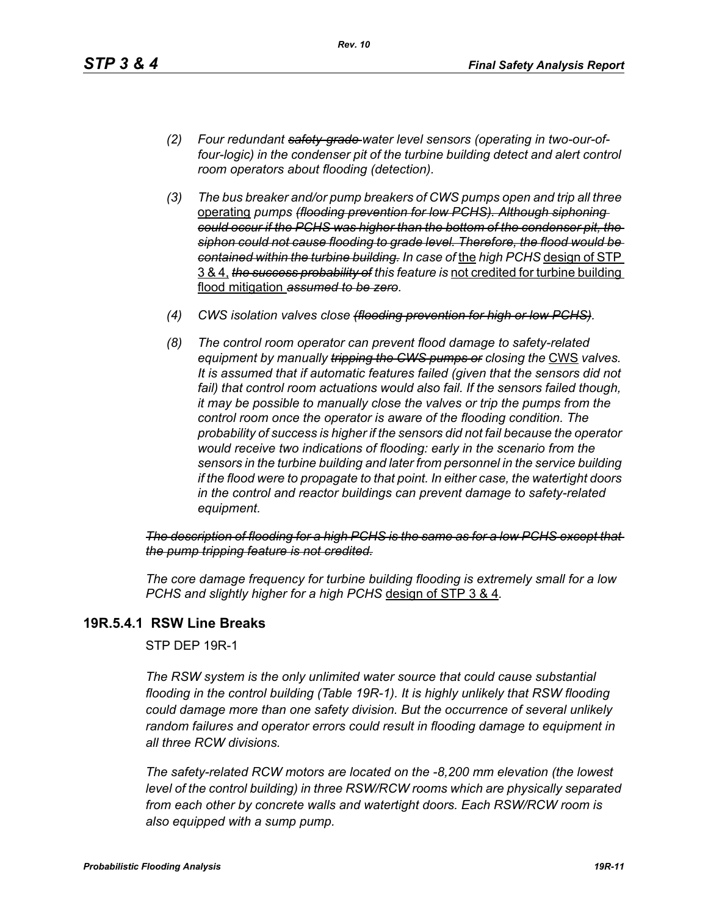- *(2) Four redundant* ~~*safety-grade*~~ *water level sensors (operating in two-our-of-four-logic) in the condenser pit of the turbine building detect and alert control room operators about flooding (detection).*

- *(3) The bus breaker and/or pump breakers of CWS pumps open and trip all three* <u>operating</u> *pumps* ~~*(flooding prevention for low PCHS). Although siphoning could occur if the PCHS was higher than the bottom of the condenser pit, the siphon could not cause flooding to grade level. Therefore, the flood would be contained within the turbine building.*~~ *In case of* <u>the</u> *high PCHS* <u>design of STP 3 & 4,</u> ~~*the success probability of*~~ *this feature is* <u>not credited for turbine building flood mitigation</u> ~~*assumed to be zero*~~*.*

- *(4) CWS isolation valves close* ~~*(flooding prevention for high or low PCHS)*~~*.*

- *(8) The control room operator can prevent flood damage to safety-related equipment by manually* ~~*tripping the CWS pumps or*~~ *closing the* <u>CWS</u> *valves. It is assumed that if automatic features failed (given that the sensors did not fail) that control room actuations would also fail. If the sensors failed though, it may be possible to manually close the valves or trip the pumps from the control room once the operator is aware of the flooding condition. The probability of success is higher if the sensors did not fail because the operator would receive two indications of flooding: early in the scenario from the sensors in the turbine building and later from personnel in the service building if the flood were to propagate to that point. In either case, the watertight doors in the control and reactor buildings can prevent damage to safety-related equipment.*

~~*The description of flooding for a high PCHS is the same as for a low PCHS except that the pump tripping feature is not credited.*~~

*The core damage frequency for turbine building flooding is extremely small for a low PCHS and slightly higher for a high PCHS* <u>design of STP 3 & 4</u>*.*

## 19R.5.4.1 RSW Line Breaks

STP DEP 19R-1

*The RSW system is the only unlimited water source that could cause substantial flooding in the control building (Table 19R-1). It is highly unlikely that RSW flooding could damage more than one safety division. But the occurrence of several unlikely random failures and operator errors could result in flooding damage to equipment in all three RCW divisions.*

*The safety-related RCW motors are located on the -8,200 mm elevation (the lowest level of the control building) in three RSW/RCW rooms which are physically separated from each other by concrete walls and watertight doors. Each RSW/RCW room is also equipped with a sump pump.*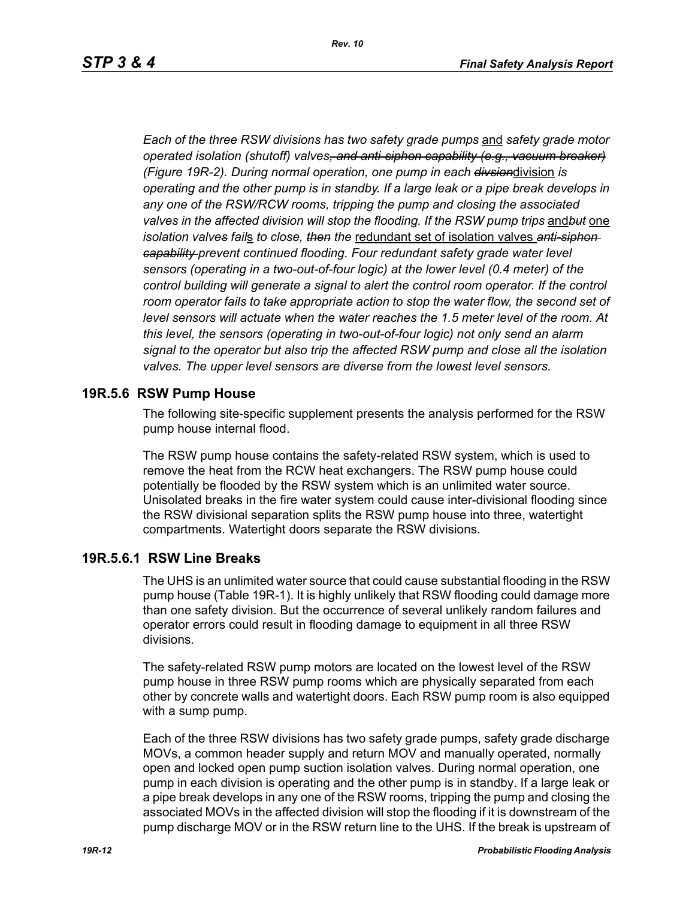*Each of the three RSW divisions has two safety grade pumps* and *safety grade motor operated isolation (shutoff) valves~~, and anti-siphon capability (e.g., vacuum breaker)~~ (Figure 19R-2). During normal operation, one pump in each ~~divsion~~*division *is operating and the other pump is in standby. If a large leak or a pipe break develops in any one of the RSW/RCW rooms, tripping the pump and closing the associated valves in the affected division will stop the flooding. If the RSW pump trips* and*~~but~~* one *isolation valve~~s~~ fail*s *to close, ~~then~~ the* redundant set of isolation valves *~~anti-siphon capability~~ prevent continued flooding. Four redundant safety grade water level sensors (operating in a two-out-of-four logic) at the lower level (0.4 meter) of the control building will generate a signal to alert the control room operator. If the control room operator fails to take appropriate action to stop the water flow, the second set of level sensors will actuate when the water reaches the 1.5 meter level of the room. At this level, the sensors (operating in two-out-of-four logic) not only send an alarm signal to the operator but also trip the affected RSW pump and close all the isolation valves. The upper level sensors are diverse from the lowest level sensors.*

## 19R.5.6 RSW Pump House

The following site-specific supplement presents the analysis performed for the RSW pump house internal flood.

The RSW pump house contains the safety-related RSW system, which is used to remove the heat from the RCW heat exchangers. The RSW pump house could potentially be flooded by the RSW system which is an unlimited water source. Unisolated breaks in the fire water system could cause inter-divisional flooding since the RSW divisional separation splits the RSW pump house into three, watertight compartments. Watertight doors separate the RSW divisions.

### 19R.5.6.1 RSW Line Breaks

The UHS is an unlimited water source that could cause substantial flooding in the RSW pump house (Table 19R-1). It is highly unlikely that RSW flooding could damage more than one safety division. But the occurrence of several unlikely random failures and operator errors could result in flooding damage to equipment in all three RSW divisions.

The safety-related RSW pump motors are located on the lowest level of the RSW pump house in three RSW pump rooms which are physically separated from each other by concrete walls and watertight doors. Each RSW pump room is also equipped with a sump pump.

Each of the three RSW divisions has two safety grade pumps, safety grade discharge MOVs, a common header supply and return MOV and manually operated, normally open and locked open pump suction isolation valves. During normal operation, one pump in each division is operating and the other pump is in standby. If a large leak or a pipe break develops in any one of the RSW rooms, tripping the pump and closing the associated MOVs in the affected division will stop the flooding if it is downstream of the pump discharge MOV or in the RSW return line to the UHS. If the break is upstream of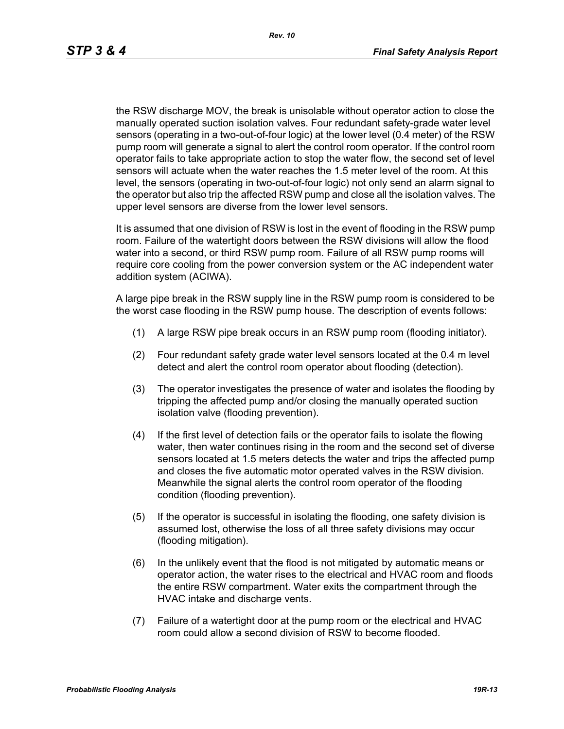the RSW discharge MOV, the break is unisolable without operator action to close the manually operated suction isolation valves. Four redundant safety-grade water level sensors (operating in a two-out-of-four logic) at the lower level (0.4 meter) of the RSW pump room will generate a signal to alert the control room operator. If the control room operator fails to take appropriate action to stop the water flow, the second set of level sensors will actuate when the water reaches the 1.5 meter level of the room. At this level, the sensors (operating in two-out-of-four logic) not only send an alarm signal to the operator but also trip the affected RSW pump and close all the isolation valves. The upper level sensors are diverse from the lower level sensors.

It is assumed that one division of RSW is lost in the event of flooding in the RSW pump room. Failure of the watertight doors between the RSW divisions will allow the flood water into a second, or third RSW pump room. Failure of all RSW pump rooms will require core cooling from the power conversion system or the AC independent water addition system (ACIWA).

A large pipe break in the RSW supply line in the RSW pump room is considered to be the worst case flooding in the RSW pump house. The description of events follows:

(1) A large RSW pipe break occurs in an RSW pump room (flooding initiator).

(2) Four redundant safety grade water level sensors located at the 0.4 m level detect and alert the control room operator about flooding (detection).

(3) The operator investigates the presence of water and isolates the flooding by tripping the affected pump and/or closing the manually operated suction isolation valve (flooding prevention).

(4) If the first level of detection fails or the operator fails to isolate the flowing water, then water continues rising in the room and the second set of diverse sensors located at 1.5 meters detects the water and trips the affected pump and closes the five automatic motor operated valves in the RSW division. Meanwhile the signal alerts the control room operator of the flooding condition (flooding prevention).

(5) If the operator is successful in isolating the flooding, one safety division is assumed lost, otherwise the loss of all three safety divisions may occur (flooding mitigation).

(6) In the unlikely event that the flood is not mitigated by automatic means or operator action, the water rises to the electrical and HVAC room and floods the entire RSW compartment. Water exits the compartment through the HVAC intake and discharge vents.

(7) Failure of a watertight door at the pump room or the electrical and HVAC room could allow a second division of RSW to become flooded.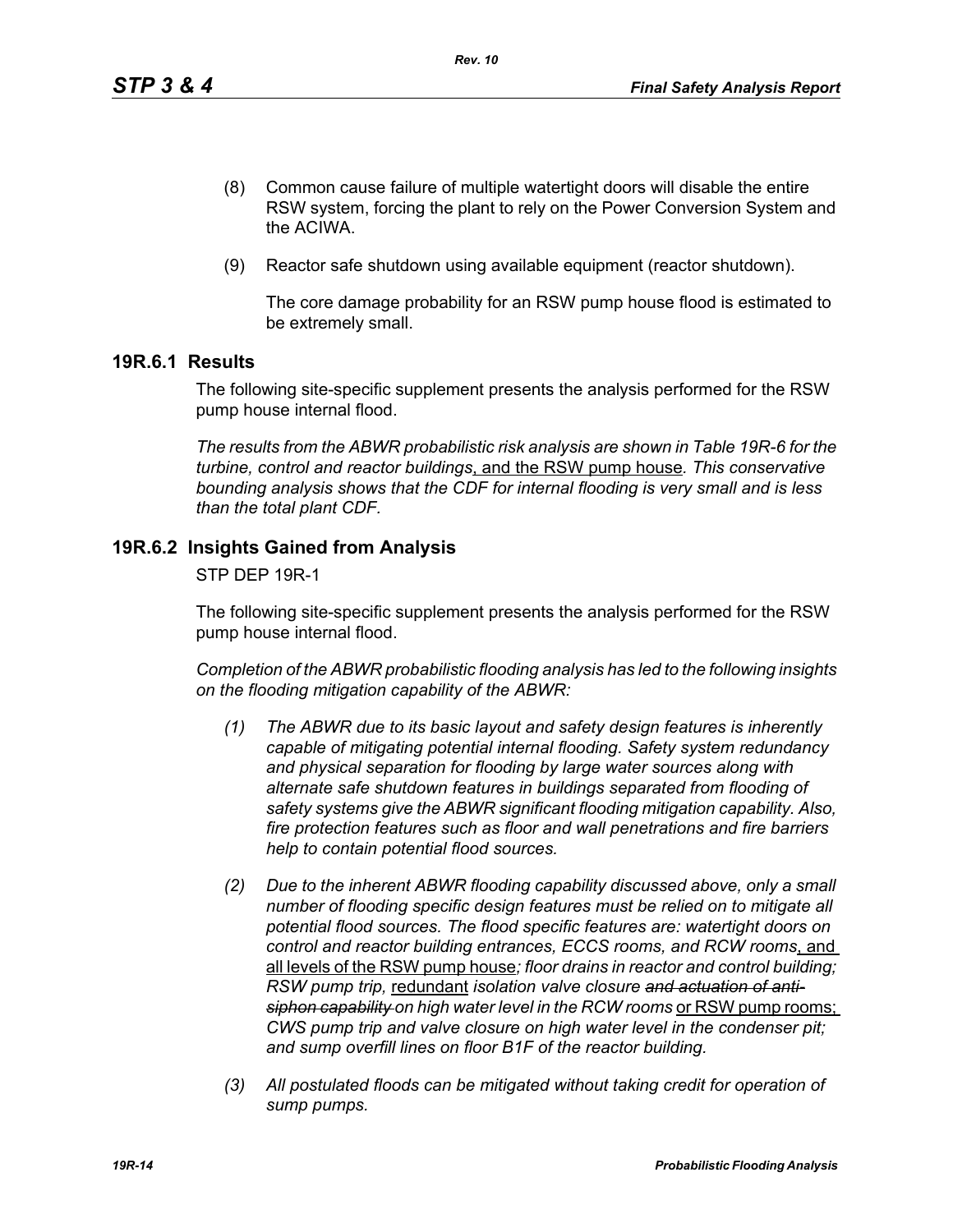(8) Common cause failure of multiple watertight doors will disable the entire RSW system, forcing the plant to rely on the Power Conversion System and the ACIWA.

(9) Reactor safe shutdown using available equipment (reactor shutdown).

The core damage probability for an RSW pump house flood is estimated to be extremely small.

## 19R.6.1 Results

The following site-specific supplement presents the analysis performed for the RSW pump house internal flood.

*The results from the ABWR probabilistic risk analysis are shown in Table 19R-6 for the turbine, control and reactor buildings*, and the RSW pump house*. This conservative bounding analysis shows that the CDF for internal flooding is very small and is less than the total plant CDF.*

## 19R.6.2 Insights Gained from Analysis

STP DEP 19R-1

The following site-specific supplement presents the analysis performed for the RSW pump house internal flood.

*Completion of the ABWR probabilistic flooding analysis has led to the following insights on the flooding mitigation capability of the ABWR:*

*(1) The ABWR due to its basic layout and safety design features is inherently capable of mitigating potential internal flooding. Safety system redundancy and physical separation for flooding by large water sources along with alternate safe shutdown features in buildings separated from flooding of safety systems give the ABWR significant flooding mitigation capability. Also, fire protection features such as floor and wall penetrations and fire barriers help to contain potential flood sources.*

*(2) Due to the inherent ABWR flooding capability discussed above, only a small number of flooding specific design features must be relied on to mitigate all potential flood sources. The flood specific features are: watertight doors on control and reactor building entrances, ECCS rooms, and RCW rooms*, and all levels of the RSW pump house*; floor drains in reactor and control building; RSW pump trip,* redundant *isolation valve closure ~~and actuation of anti-siphon capability~~ on high water level in the RCW rooms* or RSW pump rooms; *CWS pump trip and valve closure on high water level in the condenser pit; and sump overfill lines on floor B1F of the reactor building.*

*(3) All postulated floods can be mitigated without taking credit for operation of sump pumps.*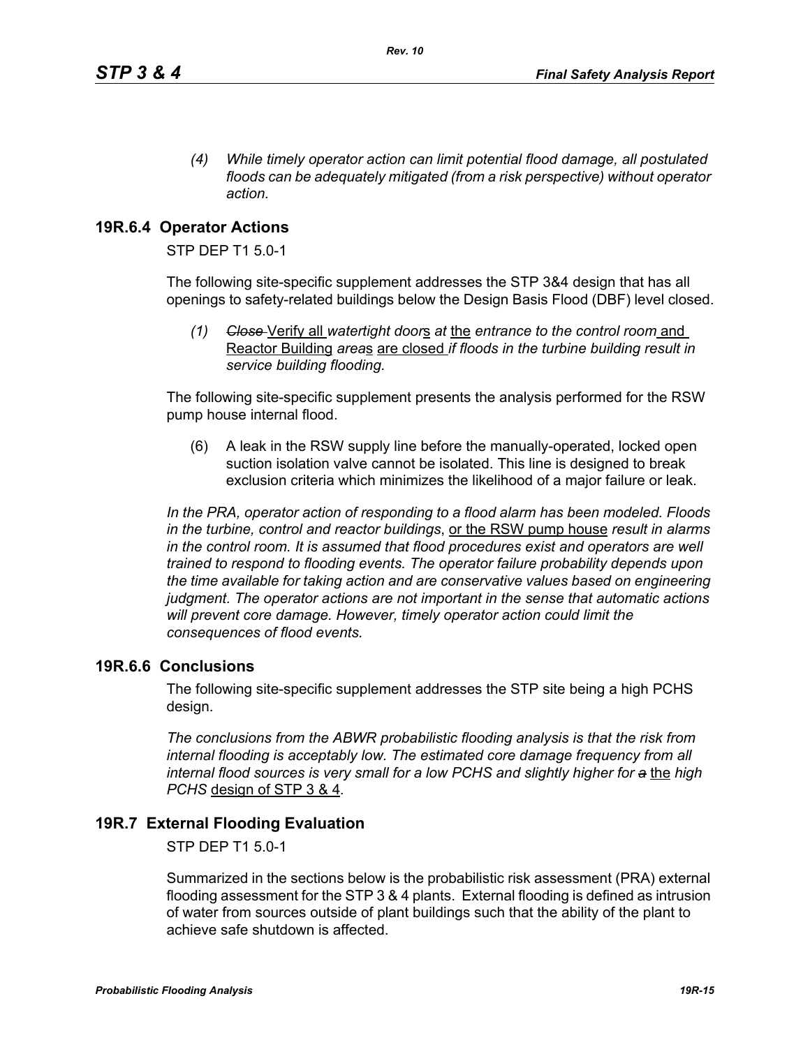*(4) While timely operator action can limit potential flood damage, all postulated floods can be adequately mitigated (from a risk perspective) without operator action.*

## 19R.6.4 Operator Actions

STP DEP T1 5.0-1

The following site-specific supplement addresses the STP 3&4 design that has all openings to safety-related buildings below the Design Basis Flood (DBF) level closed.

(1) ~~*Close*~~ Verify all *watertight door*s *at* the *entrance to the control room* and Reactor Building *area*s are closed *if floods in the turbine building result in service building flooding.*

The following site-specific supplement presents the analysis performed for the RSW pump house internal flood.

(6) A leak in the RSW supply line before the manually-operated, locked open suction isolation valve cannot be isolated. This line is designed to break exclusion criteria which minimizes the likelihood of a major failure or leak.

*In the PRA, operator action of responding to a flood alarm has been modeled. Floods in the turbine, control and reactor buildings*, or the RSW pump house *result in alarms in the control room. It is assumed that flood procedures exist and operators are well trained to respond to flooding events. The operator failure probability depends upon the time available for taking action and are conservative values based on engineering judgment. The operator actions are not important in the sense that automatic actions will prevent core damage. However, timely operator action could limit the consequences of flood events.*

## 19R.6.6 Conclusions

The following site-specific supplement addresses the STP site being a high PCHS design.

*The conclusions from the ABWR probabilistic flooding analysis is that the risk from internal flooding is acceptably low. The estimated core damage frequency from all internal flood sources is very small for a low PCHS and slightly higher for* ~~*a*~~ the *high PCHS* design of STP 3 & 4*.*

## 19R.7 External Flooding Evaluation

STP DEP T1 5.0-1

Summarized in the sections below is the probabilistic risk assessment (PRA) external flooding assessment for the STP 3 & 4 plants. External flooding is defined as intrusion of water from sources outside of plant buildings such that the ability of the plant to achieve safe shutdown is affected.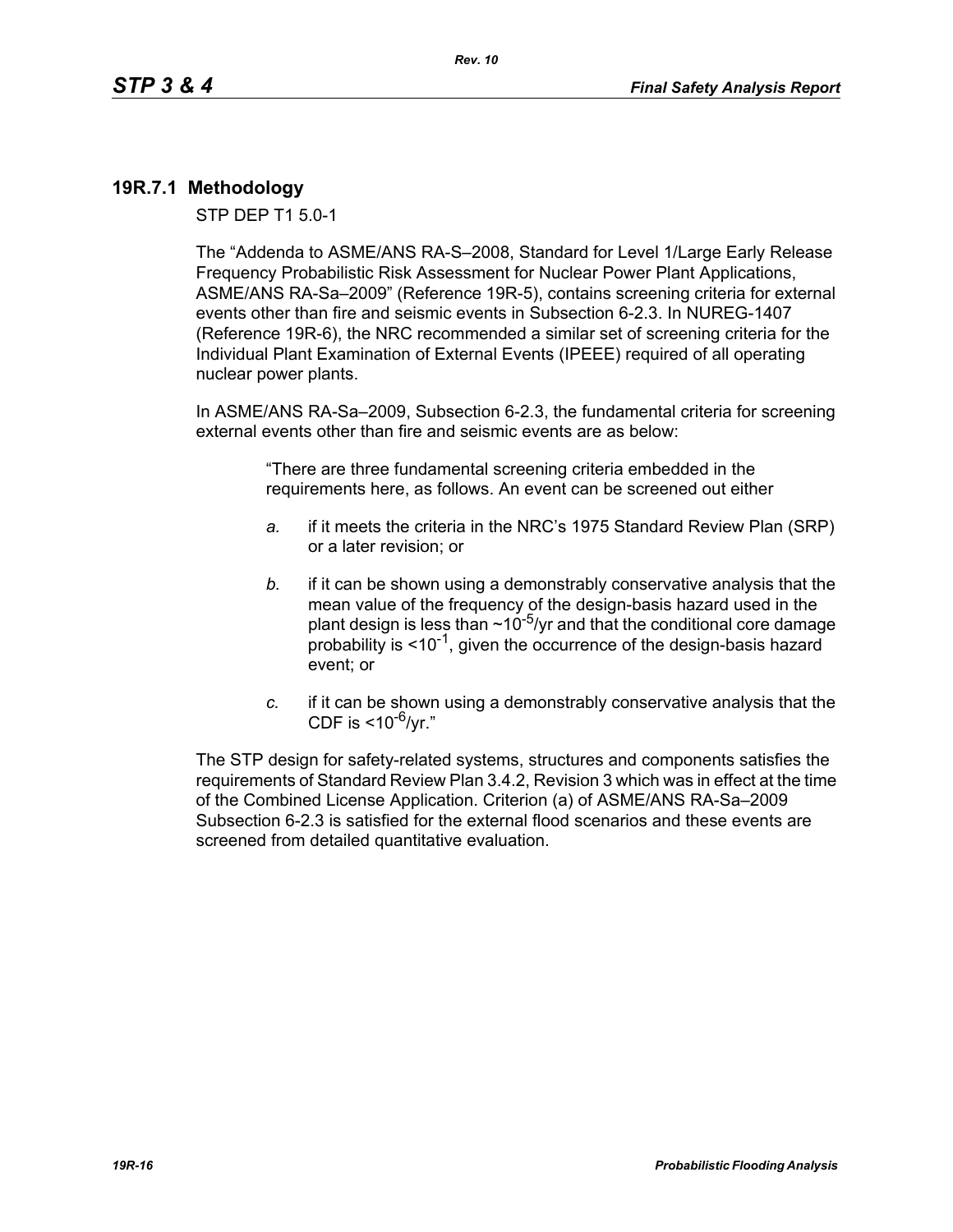## 19R.7.1 Methodology

STP DEP T1 5.0-1

The "Addenda to ASME/ANS RA-S–2008, Standard for Level 1/Large Early Release Frequency Probabilistic Risk Assessment for Nuclear Power Plant Applications, ASME/ANS RA-Sa–2009" (Reference 19R-5), contains screening criteria for external events other than fire and seismic events in Subsection 6-2.3. In NUREG-1407 (Reference 19R-6), the NRC recommended a similar set of screening criteria for the Individual Plant Examination of External Events (IPEEE) required of all operating nuclear power plants.

In ASME/ANS RA-Sa–2009, Subsection 6-2.3, the fundamental criteria for screening external events other than fire and seismic events are as below:

> "There are three fundamental screening criteria embedded in the requirements here, as follows. An event can be screened out either
>
> *a.* if it meets the criteria in the NRC's 1975 Standard Review Plan (SRP) or a later revision; or
>
> *b.* if it can be shown using a demonstrably conservative analysis that the mean value of the frequency of the design-basis hazard used in the plant design is less than ~$10^{-5}$/yr and that the conditional core damage probability is <$10^{-1}$, given the occurrence of the design-basis hazard event; or
>
> *c.* if it can be shown using a demonstrably conservative analysis that the CDF is <$10^{-6}$/yr."

The STP design for safety-related systems, structures and components satisfies the requirements of Standard Review Plan 3.4.2, Revision 3 which was in effect at the time of the Combined License Application. Criterion (a) of ASME/ANS RA-Sa–2009 Subsection 6-2.3 is satisfied for the external flood scenarios and these events are screened from detailed quantitative evaluation.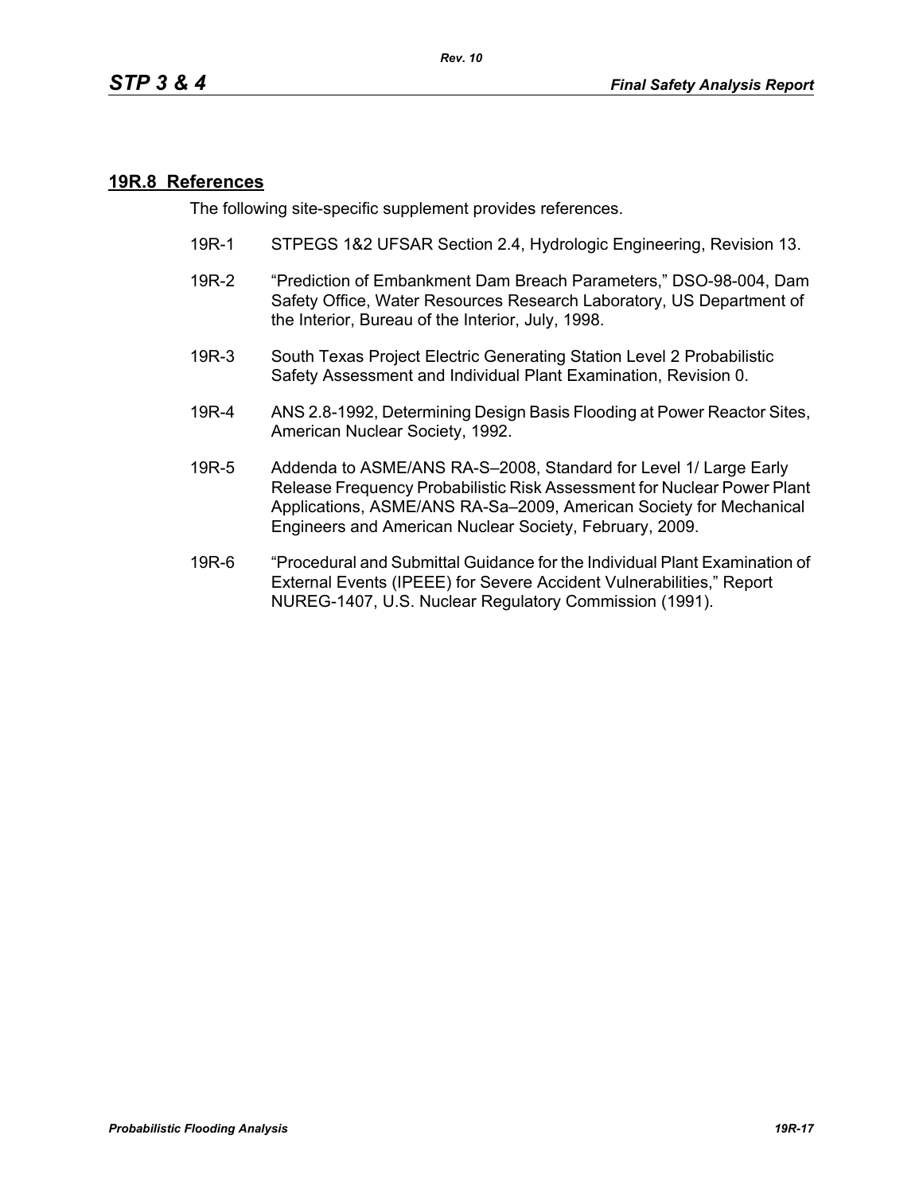## 19R.8 References

The following site-specific supplement provides references.

19R-1 STPEGS 1&2 UFSAR Section 2.4, Hydrologic Engineering, Revision 13.

19R-2 "Prediction of Embankment Dam Breach Parameters," DSO-98-004, Dam Safety Office, Water Resources Research Laboratory, US Department of the Interior, Bureau of the Interior, July, 1998.

19R-3 South Texas Project Electric Generating Station Level 2 Probabilistic Safety Assessment and Individual Plant Examination, Revision 0.

19R-4 ANS 2.8-1992, Determining Design Basis Flooding at Power Reactor Sites, American Nuclear Society, 1992.

19R-5 Addenda to ASME/ANS RA-S–2008, Standard for Level 1/ Large Early Release Frequency Probabilistic Risk Assessment for Nuclear Power Plant Applications, ASME/ANS RA-Sa–2009, American Society for Mechanical Engineers and American Nuclear Society, February, 2009.

19R-6 "Procedural and Submittal Guidance for the Individual Plant Examination of External Events (IPEEE) for Severe Accident Vulnerabilities," Report NUREG-1407, U.S. Nuclear Regulatory Commission (1991).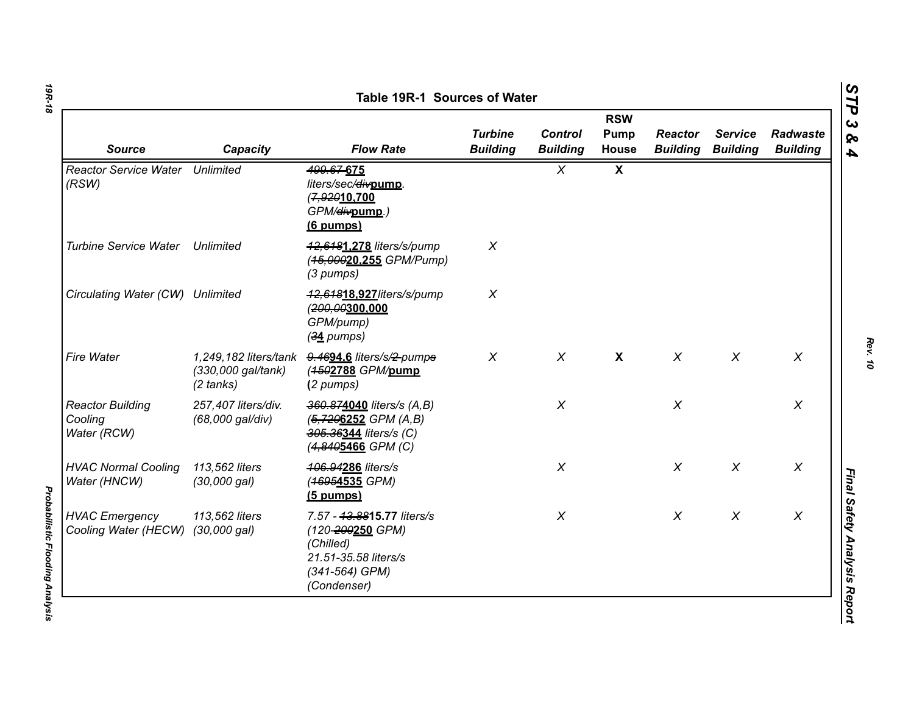Table 19R-1 Sources of Water

| Source | Capacity | Flow Rate | Turbine Building | Control Building | RSW Pump House | Reactor Building | Service Building | Radwaste Building |
|---|---|---|---|---|---|---|---|---|
| Reactor Service Water (RSW) | Unlimited | ~~499.67~~ **675** liters/sec/~~div~~**pump**. (~~7,920~~**10,700** GPM/~~div~~**pump**.) **(6 pumps)** | | X | **X** | | | |
| Turbine Service Water | Unlimited | ~~12,618~~**1,278** liters/s/pump (~~15,000~~**20,255** GPM/Pump) (3 pumps) | X | | | | | |
| Circulating Water (CW) | Unlimited | ~~12,618~~**18,927**liters/s/pump (~~200,00~~**300,000** GPM/pump) (~~3~~**4** pumps) | X | | | | | |
| Fire Water | 1,249,182 liters/tank (330,000 gal/tank) (2 tanks) | ~~9.46~~**94.6** liters/s/~~2 pumps~~ (~~150~~**2788** GPM/**pump** **(**2 pumps) | X | X | **X** | X | X | X |
| Reactor Building Cooling Water (RCW) | 257,407 liters/div. (68,000 gal/div) | ~~360.87~~**4040** liters/s (A,B) (~~5,720~~**6252** GPM (A,B) ~~305.36~~**344** liters/s (C) (~~4,840~~**5466** GPM (C) | | X | | X | | X |
| HVAC Normal Cooling Water (HNCW) | 113,562 liters (30,000 gal) | ~~106.94~~**286** liters/s (~~1695~~**4535** GPM) **(5 pumps)** | | X | | X | X | X |
| HVAC Emergency Cooling Water (HECW) | 113,562 liters (30,000 gal) | 7.57 - ~~13.88~~**15.77** liters/s (120-~~200~~**250** GPM) (Chilled) 21.51-35.58 liters/s (341-564) GPM) (Condenser) | | X | | X | X | X |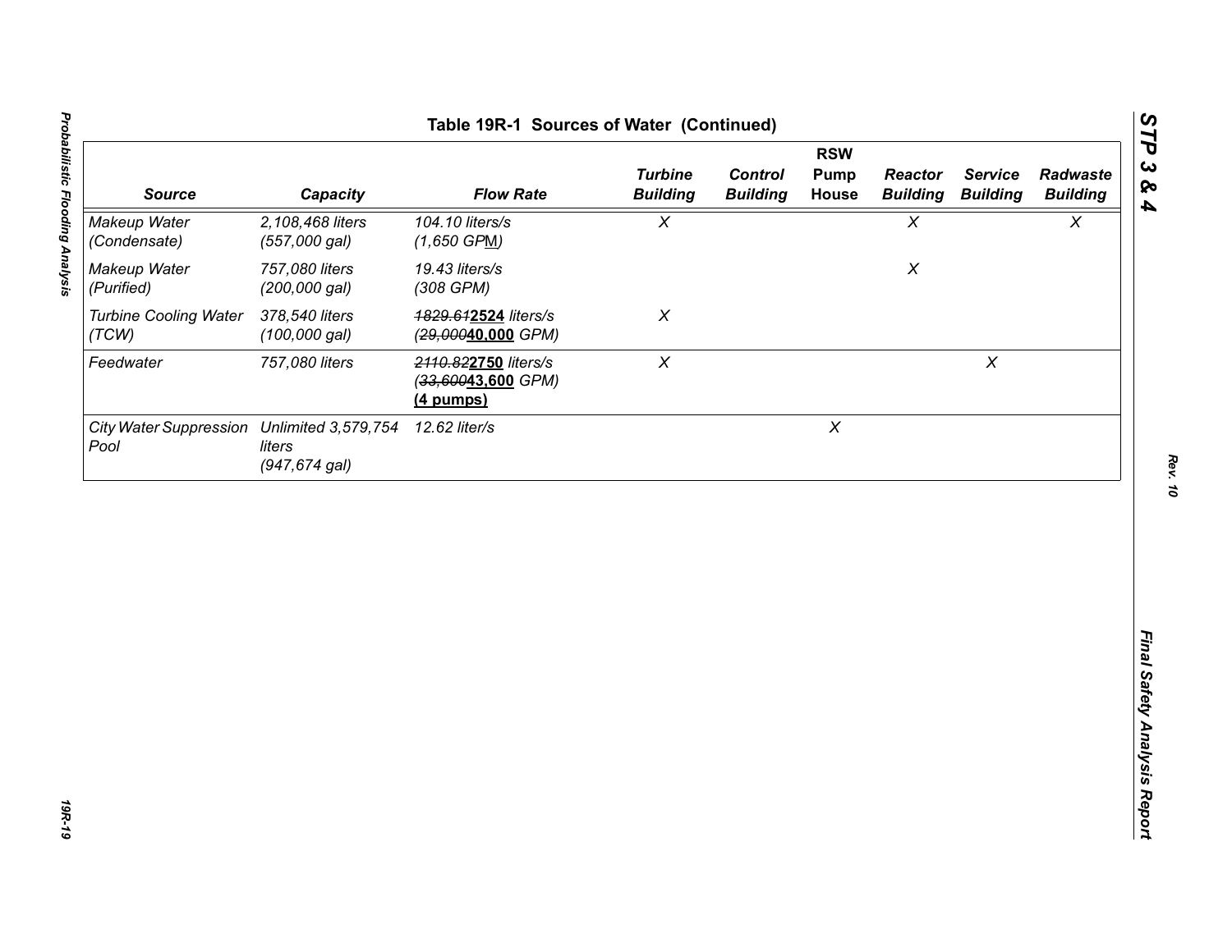## Table 19R-1 Sources of Water (Continued)

| Source | Capacity | Flow Rate | Turbine Building | Control Building | RSW Pump House | Reactor Building | Service Building | Radwaste Building |
|---|---|---|---|---|---|---|---|---|
| *Makeup Water (Condensate)* | *2,108,468 liters (557,000 gal)* | *104.10 liters/s (1,650 GPM)* | *X* | | | *X* | | *X* |
| *Makeup Water (Purified)* | *757,080 liters (200,000 gal)* | *19.43 liters/s (308 GPM)* | | | | *X* | | |
| *Turbine Cooling Water (TCW)* | *378,540 liters (100,000 gal)* | ~~*1829.61*~~**2524** *liters/s* (~~*29,000*~~**40,000** *GPM)* | *X* | | | | | |
| *Feedwater* | *757,080 liters* | ~~*2110.82*~~**2750** *liters/s* (~~*33,600*~~**43,600** *GPM)* **(4 pumps)** | *X* | | | | *X* | |
| *City Water Suppression Pool* | *Unlimited 3,579,754 liters (947,674 gal)* | *12.62 liter/s* | | | *X* | | | |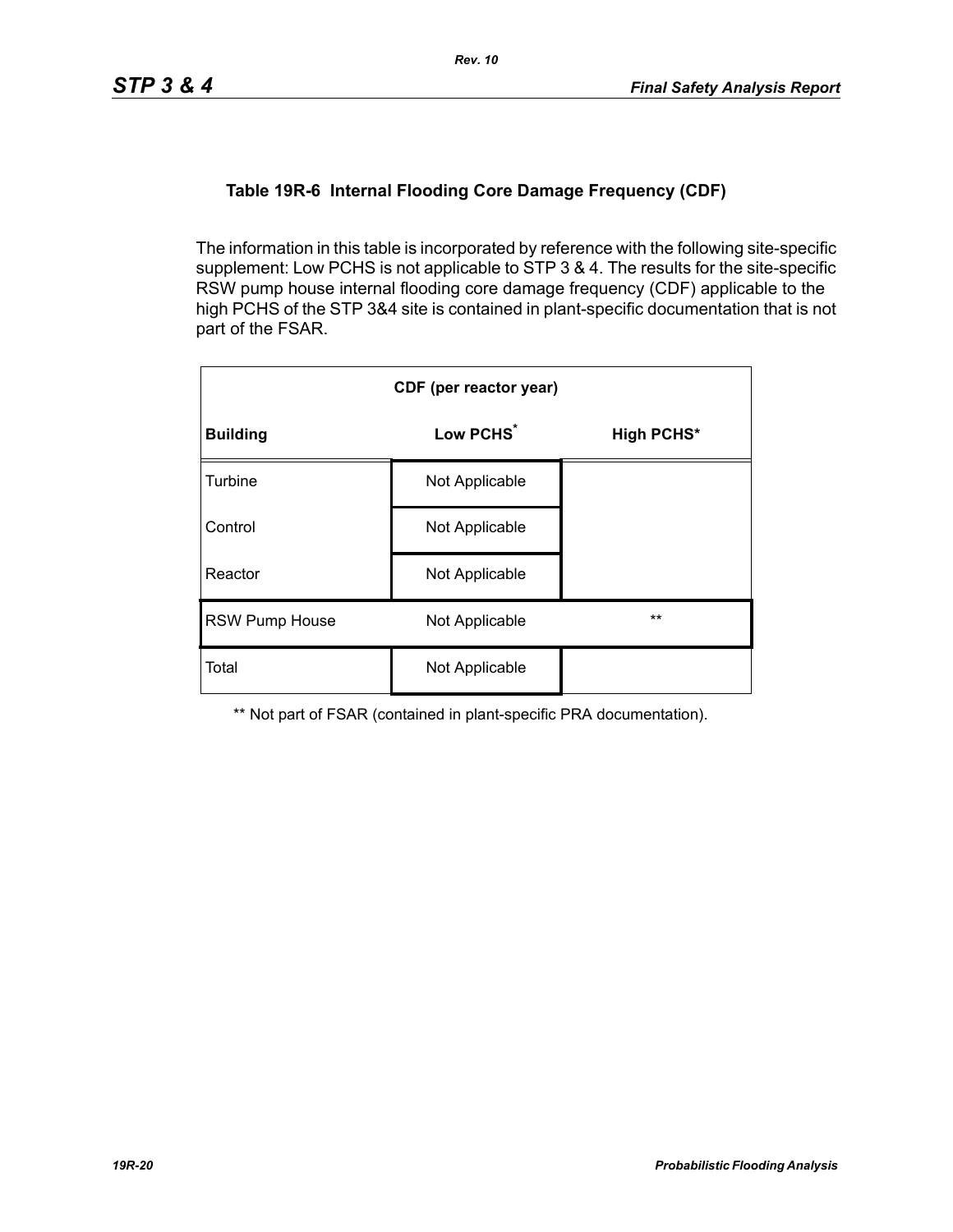### Table 19R-6 Internal Flooding Core Damage Frequency (CDF)

The information in this table is incorporated by reference with the following site-specific supplement: Low PCHS is not applicable to STP 3 & 4. The results for the site-specific RSW pump house internal flooding core damage frequency (CDF) applicable to the high PCHS of the STP 3&4 site is contained in plant-specific documentation that is not part of the FSAR.

| CDF (per reactor year) | | |
|---|---|---|
| **Building** | **Low PCHS*** | **High PCHS*** |
| Turbine | Not Applicable | |
| Control | Not Applicable | |
| Reactor | Not Applicable | |
| RSW Pump House | Not Applicable | ** |
| Total | Not Applicable | |

** Not part of FSAR (contained in plant-specific PRA documentation).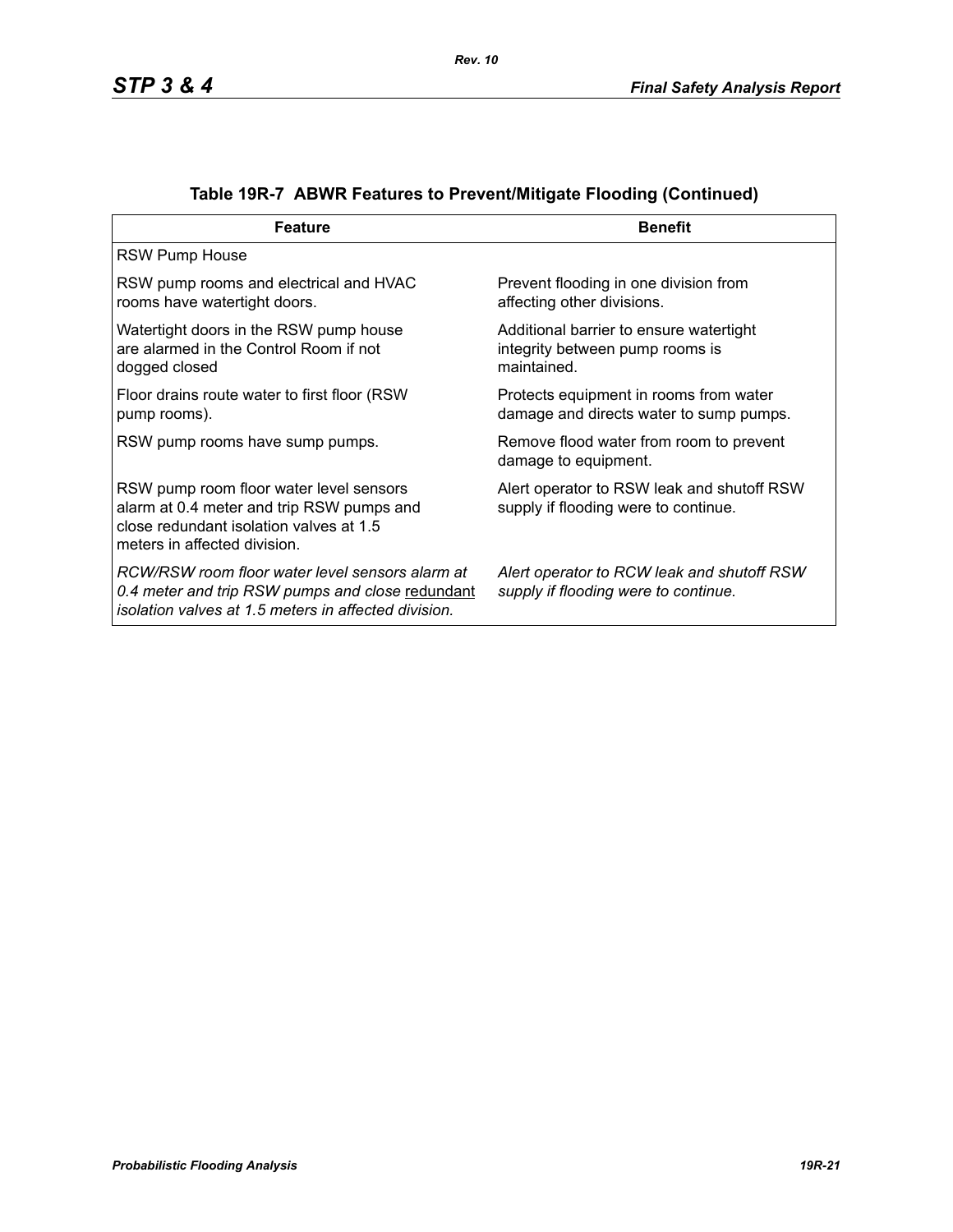**Table 19R-7 ABWR Features to Prevent/Mitigate Flooding (Continued)**

| Feature | Benefit |
|---|---|
| RSW Pump House | |
| RSW pump rooms and electrical and HVAC rooms have watertight doors. | Prevent flooding in one division from affecting other divisions. |
| Watertight doors in the RSW pump house are alarmed in the Control Room if not dogged closed | Additional barrier to ensure watertight integrity between pump rooms is maintained. |
| Floor drains route water to first floor (RSW pump rooms). | Protects equipment in rooms from water damage and directs water to sump pumps. |
| RSW pump rooms have sump pumps. | Remove flood water from room to prevent damage to equipment. |
| RSW pump room floor water level sensors alarm at 0.4 meter and trip RSW pumps and close redundant isolation valves at 1.5 meters in affected division. | Alert operator to RSW leak and shutoff RSW supply if flooding were to continue. |
| *RCW/RSW room floor water level sensors alarm at 0.4 meter and trip RSW pumps and close* <u>redundant</u> *isolation valves at 1.5 meters in affected division.* | *Alert operator to RCW leak and shutoff RSW supply if flooding were to continue.* |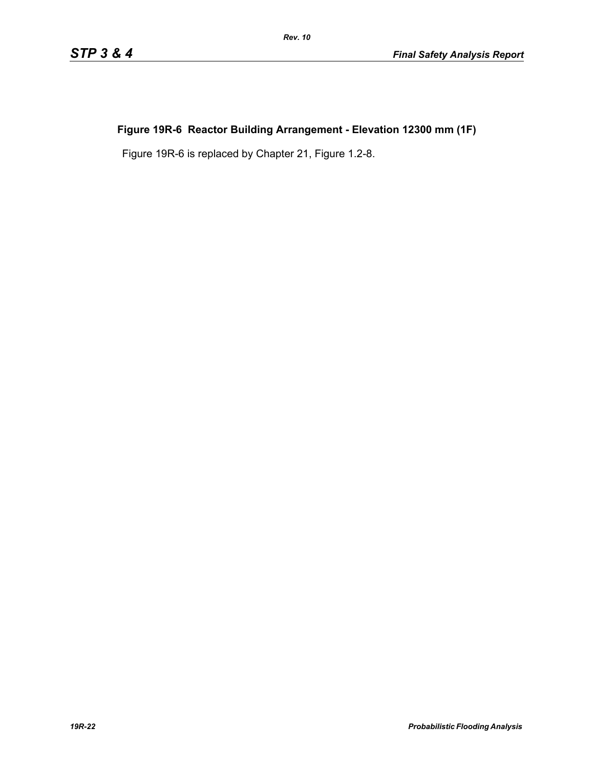**Figure 19R-6 Reactor Building Arrangement - Elevation 12300 mm (1F)**

Figure 19R-6 is replaced by Chapter 21, Figure 1.2-8.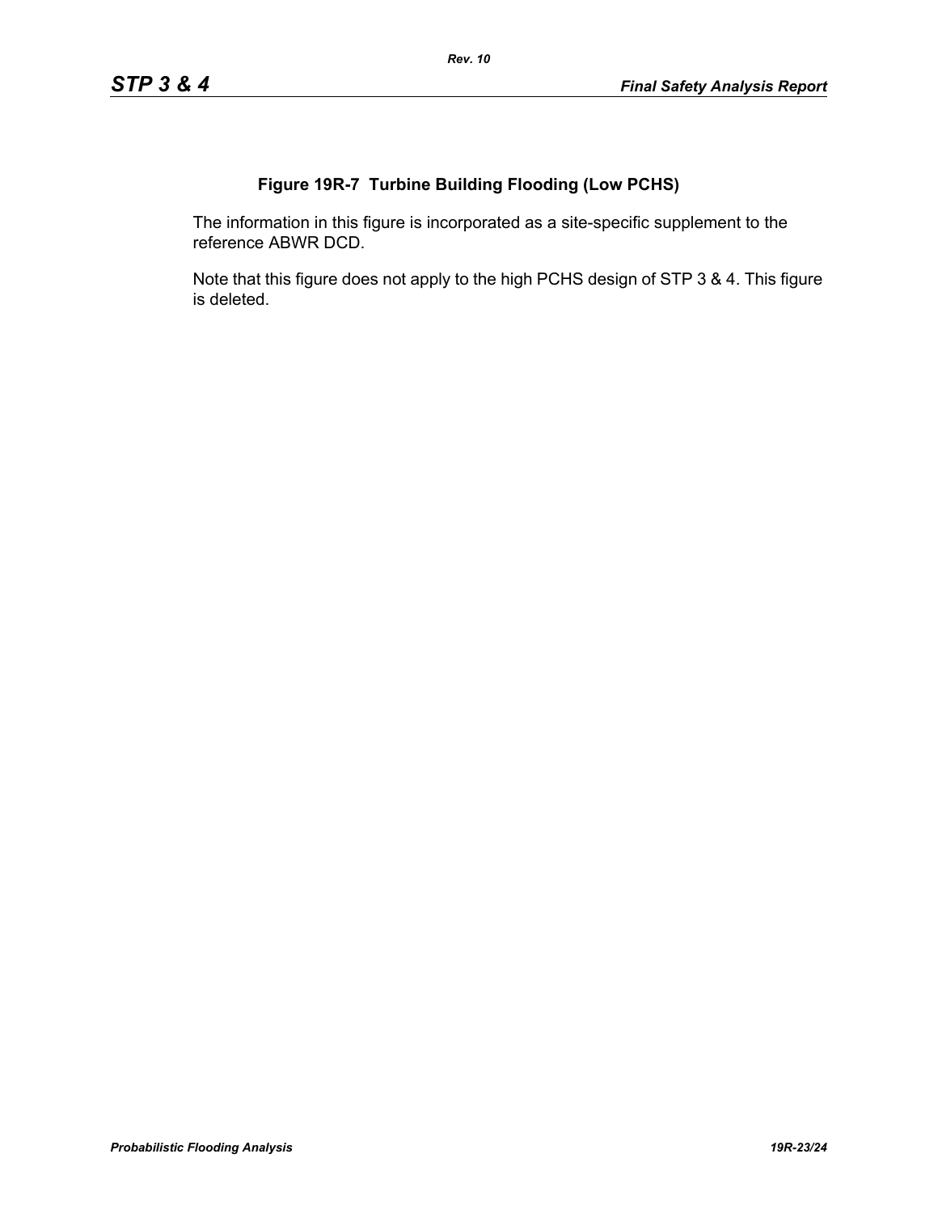**Figure 19R-7 Turbine Building Flooding (Low PCHS)**

The information in this figure is incorporated as a site-specific supplement to the reference ABWR DCD.

Note that this figure does not apply to the high PCHS design of STP 3 & 4. This figure is deleted.